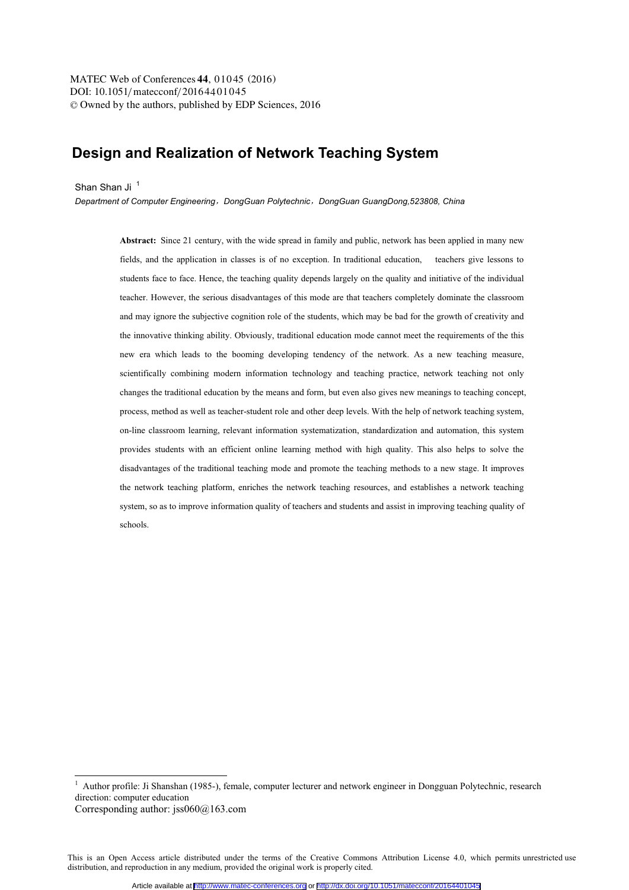# Design and Realization of Network Teaching System

Shan Shan Ji [1]

*Department of Computer Engineering，DongGuan Polytechnic，DongGuan GuangDong,523808, China*

**Abstract:** Since 21 century, with the wide spread in family and public, network has been applied in many new fields, and the application in classes is of no exception. In traditional education, teachers give lessons to students face to face. Hence, the teaching quality depends largely on the quality and initiative of the individual teacher. However, the serious disadvantages of this mode are that teachers completely dominate the classroom and may ignore the subjective cognition role of the students, which may be bad for the growth of creativity and the innovative thinking ability. Obviously, traditional education mode cannot meet the requirements of the this new era which leads to the booming developing tendency of the network. As a new teaching measure, scientifically combining modern information technology and teaching practice, network teaching not only changes the traditional education by the means and form, but even also gives new meanings to teaching concept, process, method as well as teacher-student role and other deep levels. With the help of network teaching system, on-line classroom learning, relevant information systematization, standardization and automation, this system provides students with an efficient online learning method with high quality. This also helps to solve the disadvantages of the traditional teaching mode and promote the teaching methods to a new stage. It improves the network teaching platform, enriches the network teaching resources, and establishes a network teaching system, so as to improve information quality of teachers and students and assist in improving teaching quality of schools.

---

[1] Author profile: Ji Shanshan (1985-), female, computer lecturer and network engineer in Dongguan Polytechnic, research direction: computer education

Corresponding author: jss060@163.com

This is an Open Access article distributed under the terms of the Creative Commons Attribution License 4.0, which permits unrestricted use distribution, and reproduction in any medium, provided the original work is properly cited.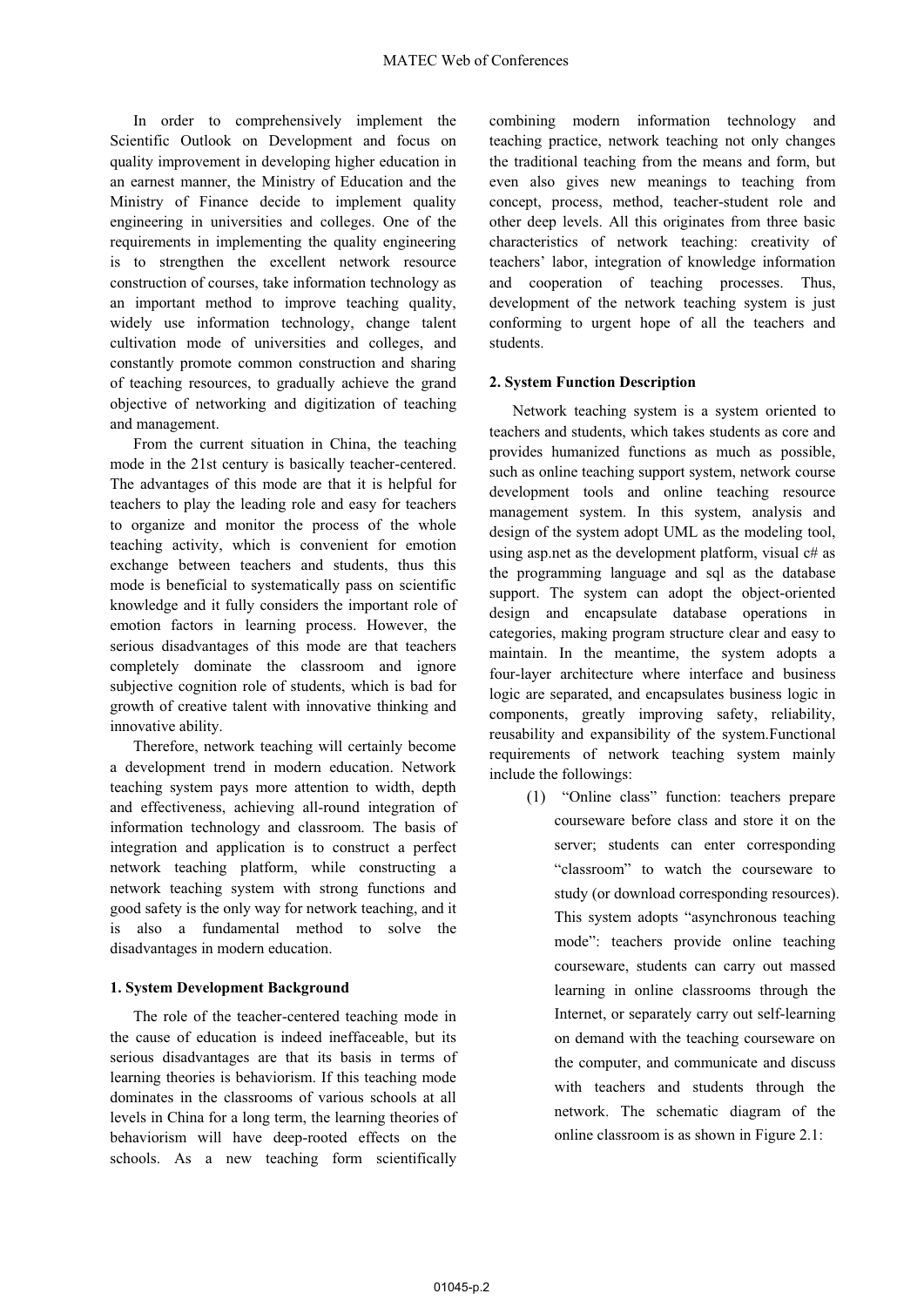In order to comprehensively implement the Scientific Outlook on Development and focus on quality improvement in developing higher education in an earnest manner, the Ministry of Education and the Ministry of Finance decide to implement quality engineering in universities and colleges. One of the requirements in implementing the quality engineering is to strengthen the excellent network resource construction of courses, take information technology as an important method to improve teaching quality, widely use information technology, change talent cultivation mode of universities and colleges, and constantly promote common construction and sharing of teaching resources, to gradually achieve the grand objective of networking and digitization of teaching and management.

From the current situation in China, the teaching mode in the 21st century is basically teacher-centered. The advantages of this mode are that it is helpful for teachers to play the leading role and easy for teachers to organize and monitor the process of the whole teaching activity, which is convenient for emotion exchange between teachers and students, thus this mode is beneficial to systematically pass on scientific knowledge and it fully considers the important role of emotion factors in learning process. However, the serious disadvantages of this mode are that teachers completely dominate the classroom and ignore subjective cognition role of students, which is bad for growth of creative talent with innovative thinking and innovative ability.

Therefore, network teaching will certainly become a development trend in modern education. Network teaching system pays more attention to width, depth and effectiveness, achieving all-round integration of information technology and classroom. The basis of integration and application is to construct a perfect network teaching platform, while constructing a network teaching system with strong functions and good safety is the only way for network teaching, and it is also a fundamental method to solve the disadvantages in modern education.

## 1. System Development Background

The role of the teacher-centered teaching mode in the cause of education is indeed ineffaceable, but its serious disadvantages are that its basis in terms of learning theories is behaviorism. If this teaching mode dominates in the classrooms of various schools at all levels in China for a long term, the learning theories of behaviorism will have deep-rooted effects on the schools. As a new teaching form scientifically combining modern information technology and teaching practice, network teaching not only changes the traditional teaching from the means and form, but even also gives new meanings to teaching from concept, process, method, teacher-student role and other deep levels. All this originates from three basic characteristics of network teaching: creativity of teachers' labor, integration of knowledge information and cooperation of teaching processes. Thus, development of the network teaching system is just conforming to urgent hope of all the teachers and students.

## 2. System Function Description

Network teaching system is a system oriented to teachers and students, which takes students as core and provides humanized functions as much as possible, such as online teaching support system, network course development tools and online teaching resource management system. In this system, analysis and design of the system adopt UML as the modeling tool, using asp.net as the development platform, visual c# as the programming language and sql as the database support. The system can adopt the object-oriented design and encapsulate database operations in categories, making program structure clear and easy to maintain. In the meantime, the system adopts a four-layer architecture where interface and business logic are separated, and encapsulates business logic in components, greatly improving safety, reliability, reusability and expansibility of the system.Functional requirements of network teaching system mainly include the followings:

(1) "Online class" function: teachers prepare courseware before class and store it on the server; students can enter corresponding "classroom" to watch the courseware to study (or download corresponding resources). This system adopts "asynchronous teaching mode": teachers provide online teaching courseware, students can carry out massed learning in online classrooms through the Internet, or separately carry out self-learning on demand with the teaching courseware on the computer, and communicate and discuss with teachers and students through the network. The schematic diagram of the online classroom is as shown in Figure 2.1: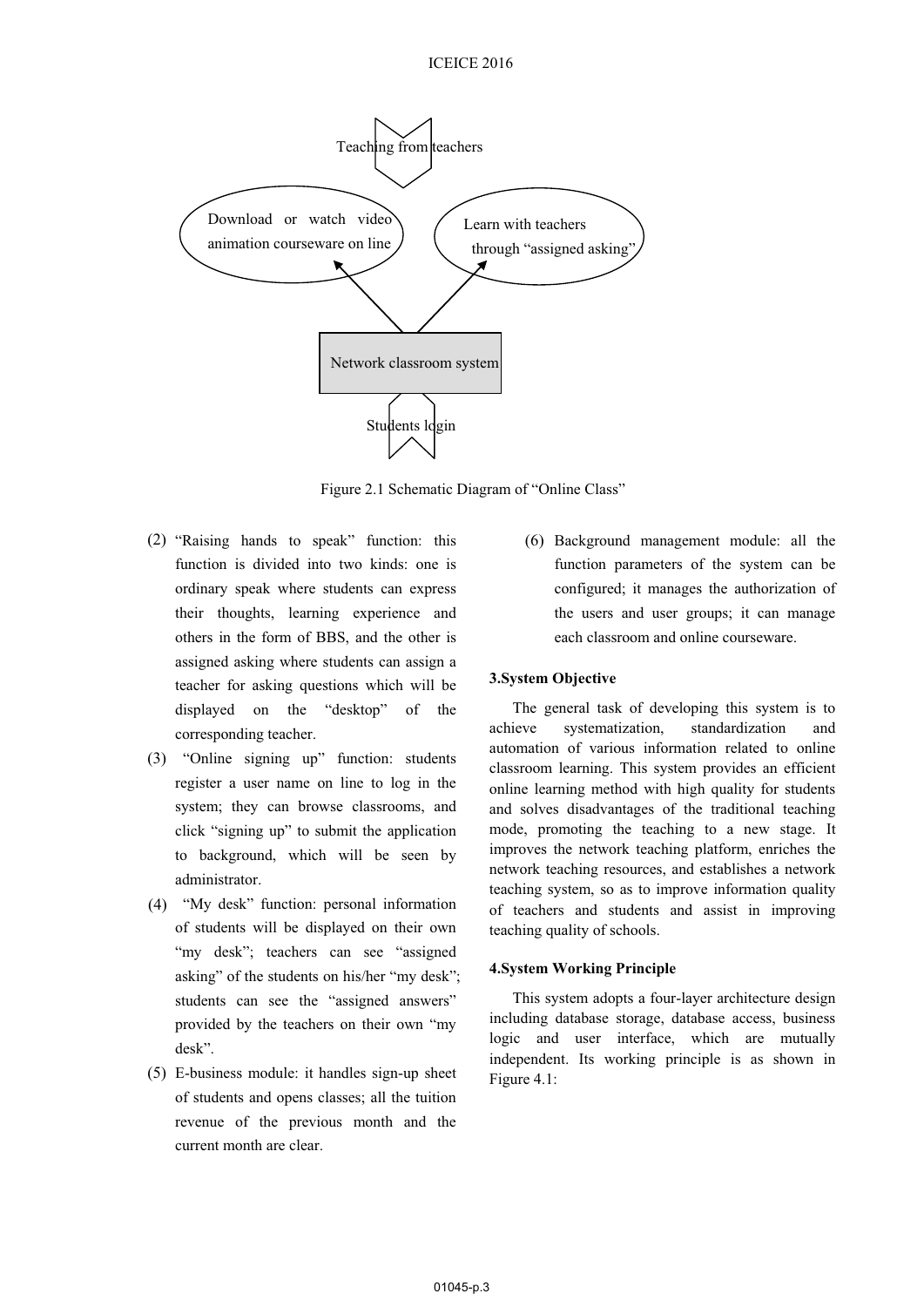Teaching from teachers

Download or watch video animation courseware on line

Learn with teachers through “assigned asking”

Network classroom system

Students login

Figure 2.1 Schematic Diagram of “Online Class”

(2) “Raising hands to speak” function: this function is divided into two kinds: one is ordinary speak where students can express their thoughts, learning experience and others in the form of BBS, and the other is assigned asking where students can assign a teacher for asking questions which will be displayed on the “desktop” of the corresponding teacher.

(3) “Online signing up” function: students register a user name on line to log in the system; they can browse classrooms, and click “signing up” to submit the application to background, which will be seen by administrator.

(4) “My desk” function: personal information of students will be displayed on their own “my desk”; teachers can see “assigned asking” of the students on his/her “my desk”; students can see the “assigned answers” provided by the teachers on their own “my desk”.

(5) E-business module: it handles sign-up sheet of students and opens classes; all the tuition revenue of the previous month and the current month are clear.

(6) Background management module: all the function parameters of the system can be configured; it manages the authorization of the users and user groups; it can manage each classroom and online courseware.

## 3.System Objective

The general task of developing this system is to achieve systematization, standardization and automation of various information related to online classroom learning. This system provides an efficient online learning method with high quality for students and solves disadvantages of the traditional teaching mode, promoting the teaching to a new stage. It improves the network teaching platform, enriches the network teaching resources, and establishes a network teaching system, so as to improve information quality of teachers and students and assist in improving teaching quality of schools.

## 4.System Working Principle

This system adopts a four-layer architecture design including database storage, database access, business logic and user interface, which are mutually independent. Its working principle is as shown in Figure 4.1: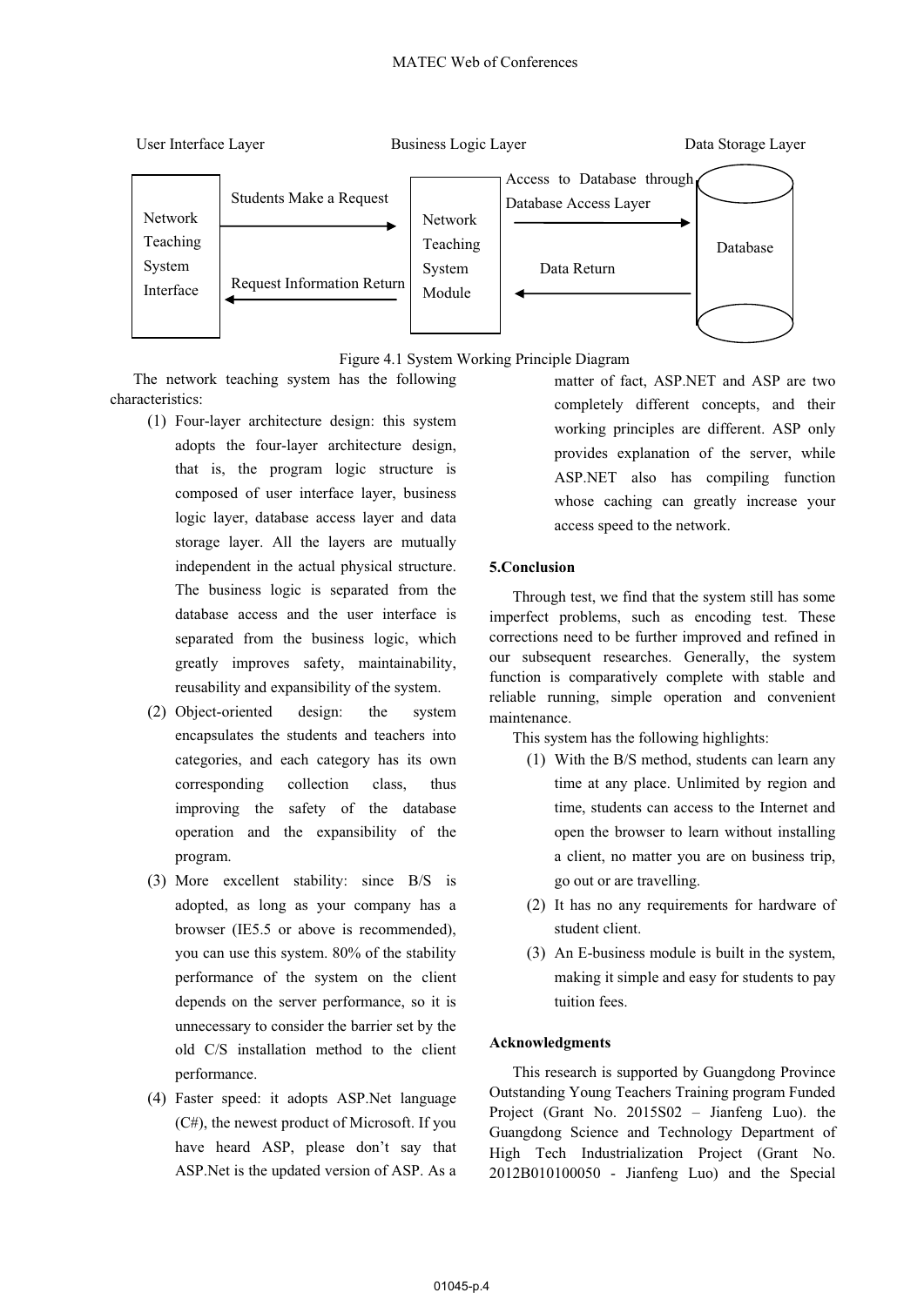User Interface Layer | Business Logic Layer | Data Storage Layer

Network Teaching System Interface — Students Make a Request → Network Teaching System Module — Access to Database through Database Access Layer → Database

Database — Data Return → Network Teaching System Module — Request Information Return → Network Teaching System Interface

Figure 4.1 System Working Principle Diagram

The network teaching system has the following characteristics:

(1) Four-layer architecture design: this system adopts the four-layer architecture design, that is, the program logic structure is composed of user interface layer, business logic layer, database access layer and data storage layer. All the layers are mutually independent in the actual physical structure. The business logic is separated from the database access and the user interface is separated from the business logic, which greatly improves safety, maintainability, reusability and expansibility of the system.

(2) Object-oriented design: the system encapsulates the students and teachers into categories, and each category has its own corresponding collection class, thus improving the safety of the database operation and the expansibility of the program.

(3) More excellent stability: since B/S is adopted, as long as your company has a browser (IE5.5 or above is recommended), you can use this system. 80% of the stability performance of the system on the client depends on the server performance, so it is unnecessary to consider the barrier set by the old C/S installation method to the client performance.

(4) Faster speed: it adopts ASP.Net language (C#), the newest product of Microsoft. If you have heard ASP, please don't say that ASP.Net is the updated version of ASP. As a matter of fact, ASP.NET and ASP are two completely different concepts, and their working principles are different. ASP only provides explanation of the server, while ASP.NET also has compiling function whose caching can greatly increase your access speed to the network.

## 5.Conclusion

Through test, we find that the system still has some imperfect problems, such as encoding test. These corrections need to be further improved and refined in our subsequent researches. Generally, the system function is comparatively complete with stable and reliable running, simple operation and convenient maintenance.

This system has the following highlights:

(1) With the B/S method, students can learn any time at any place. Unlimited by region and time, students can access to the Internet and open the browser to learn without installing a client, no matter you are on business trip, go out or are travelling.

(2) It has no any requirements for hardware of student client.

(3) An E-business module is built in the system, making it simple and easy for students to pay tuition fees.

## Acknowledgments

This research is supported by Guangdong Province Outstanding Young Teachers Training program Funded Project (Grant No. 2015S02 – Jianfeng Luo). the Guangdong Science and Technology Department of High Tech Industrialization Project (Grant No. 2012B010100050 - Jianfeng Luo) and the Special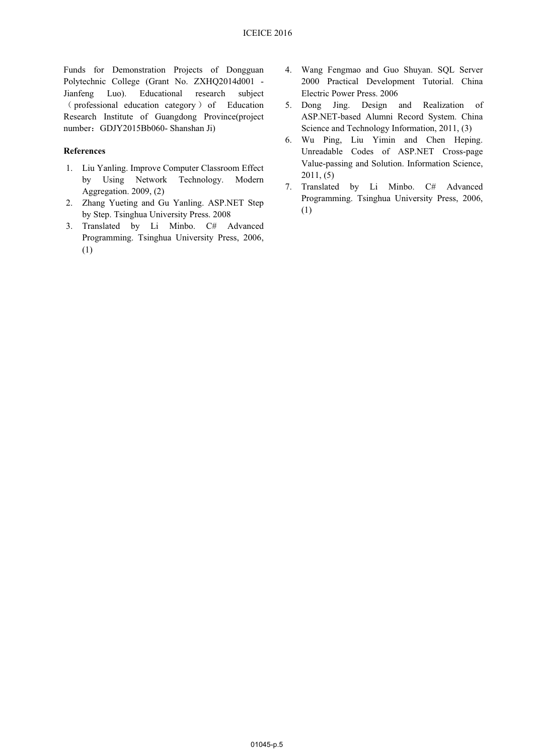Funds for Demonstration Projects of Dongguan Polytechnic College (Grant No. ZXHQ2014d001 - Jianfeng Luo). Educational research subject （professional education category）of Education Research Institute of Guangdong Province(project number：GDJY2015Bb060- Shanshan Ji)

## References

1. Liu Yanling. Improve Computer Classroom Effect by Using Network Technology. Modern Aggregation. 2009, (2)
2. Zhang Yueting and Gu Yanling. ASP.NET Step by Step. Tsinghua University Press. 2008
3. Translated by Li Minbo. C# Advanced Programming. Tsinghua University Press, 2006, (1)
4. Wang Fengmao and Guo Shuyan. SQL Server 2000 Practical Development Tutorial. China Electric Power Press. 2006
5. Dong Jing. Design and Realization of ASP.NET-based Alumni Record System. China Science and Technology Information, 2011, (3)
6. Wu Ping, Liu Yimin and Chen Heping. Unreadable Codes of ASP.NET Cross-page Value-passing and Solution. Information Science, 2011, (5)
7. Translated by Li Minbo. C# Advanced Programming. Tsinghua University Press, 2006, (1)